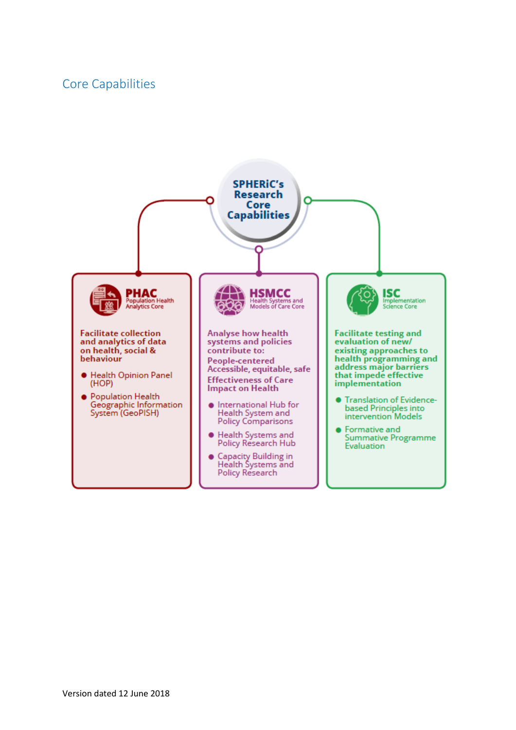## Core Capabilities

### SPHERiC's Research Core Capabilities

#### PHAC
Population Health Analytics Core

**Facilitate collection and analytics of data on health, social & behaviour**

- Health Opinion Panel (HOP)
- Population Health Geographic Information System (GeoPISH)

#### HSMCC
Health Systems and Models of Care Core

**Analyse how health systems and policies contribute to:**

**People-centered**
**Accessible, equitable, safe**
**Effectiveness of Care**
**Impact on Health**

- International Hub for Health System and Policy Comparisons
- Health Systems and Policy Research Hub
- Capacity Building in Health Systems and Policy Research

#### ISC
Implementation Science Core

**Facilitate testing and evaluation of new/ existing approaches to health programming and address major barriers that impede effective implementation**

- Translation of Evidence-based Principles into intervention Models
- Formative and Summative Programme Evaluation

Version dated 12 June 2018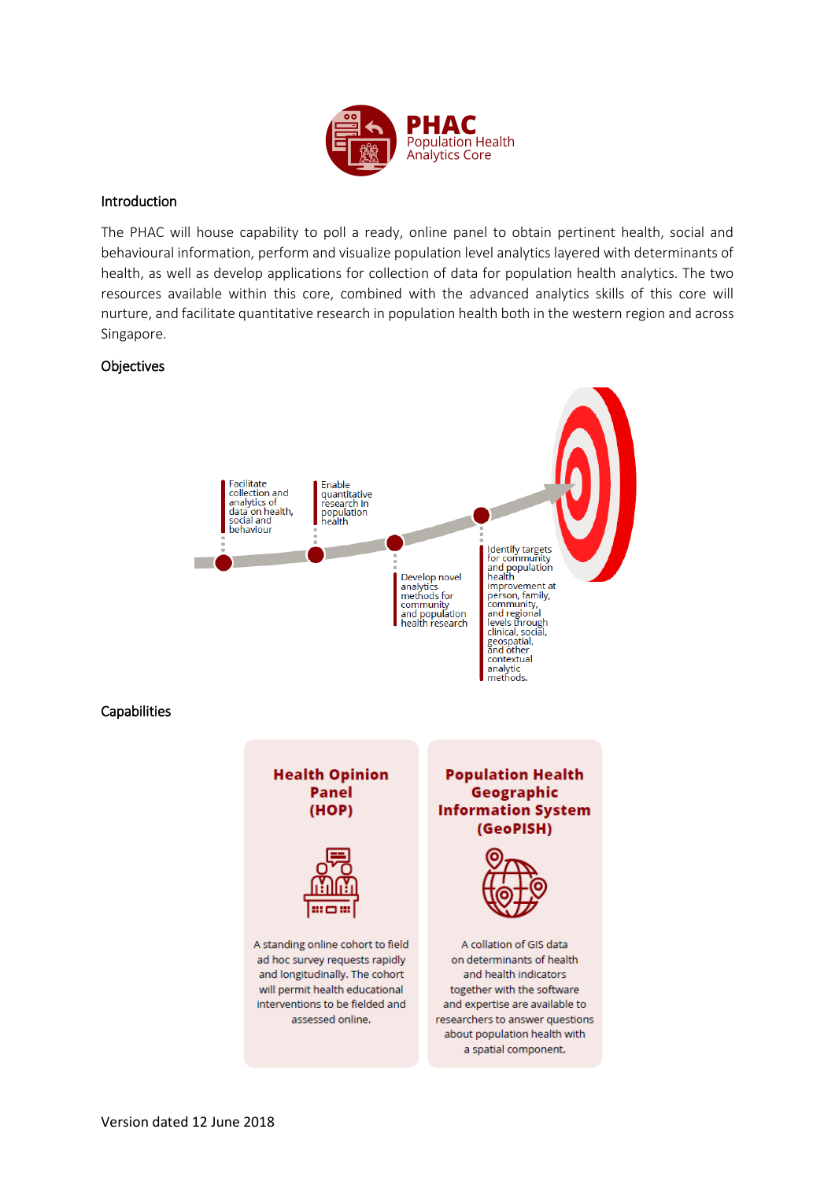**PHAC**
Population Health Analytics Core

## Introduction

The PHAC will house capability to poll a ready, online panel to obtain pertinent health, social and behavioural information, perform and visualize population level analytics layered with determinants of health, as well as develop applications for collection of data for population health analytics. The two resources available within this core, combined with the advanced analytics skills of this core will nurture, and facilitate quantitative research in population health both in the western region and across Singapore.

## Objectives

- Facilitate collection and analytics of data on health, social and behaviour
- Enable quantitative research in population health
- Develop novel analytics methods for community and population health research
- Identify targets for community and population health improvement at person, family, community, and regional levels through clinical, social, geospatial, and other contextual analytic methods.

## Capabilities

### Health Opinion Panel (HOP)

A standing online cohort to field ad hoc survey requests rapidly and longitudinally. The cohort will permit health educational interventions to be fielded and assessed online.

### Population Health Geographic Information System (GeoPISH)

A collation of GIS data on determinants of health and health indicators together with the software and expertise are available to researchers to answer questions about population health with a spatial component.

Version dated 12 June 2018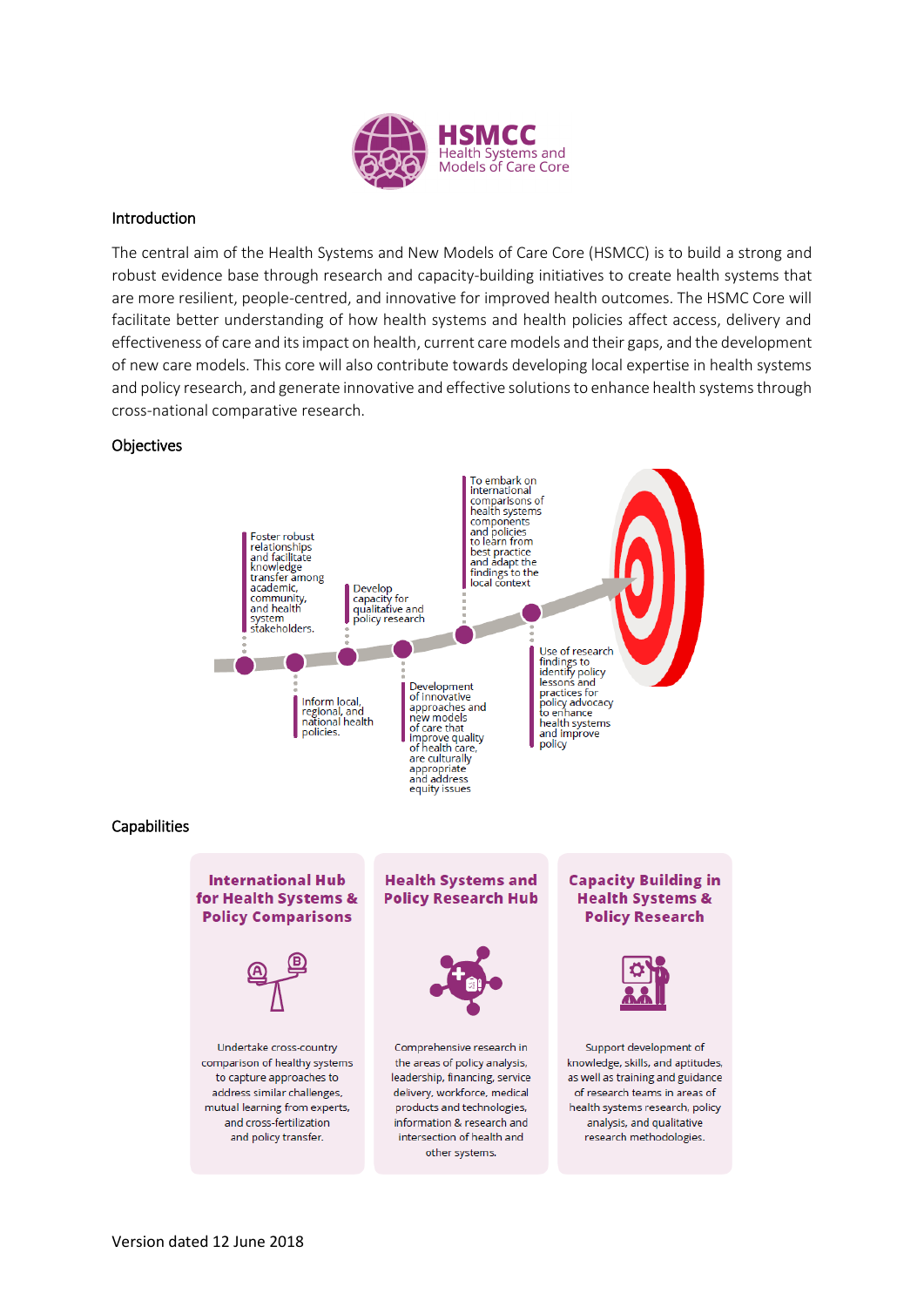**HSMCC**
Health Systems and
Models of Care Core

## Introduction

The central aim of the Health Systems and New Models of Care Core (HSMCC) is to build a strong and robust evidence base through research and capacity-building initiatives to create health systems that are more resilient, people-centred, and innovative for improved health outcomes. The HSMC Core will facilitate better understanding of how health systems and health policies affect access, delivery and effectiveness of care and its impact on health, current care models and their gaps, and the development of new care models. This core will also contribute towards developing local expertise in health systems and policy research, and generate innovative and effective solutions to enhance health systems through cross-national comparative research.

## Objectives

- Foster robust relationships and facilitate knowledge transfer among academic, community, and health system stakeholders.
- Inform local, regional, and national health policies.
- Develop capacity for qualitative and policy research
- Development of innovative approaches and new models of care that improve quality of health care, are culturally appropriate and address equity issues
- To embark on international comparisons of health systems components and policies to learn from best practice and adapt the findings to the local context
- Use of research findings to identify policy lessons and practices for policy advocacy to enhance health systems and improve policy

## Capabilities

| International Hub for Health Systems & Policy Comparisons | Health Systems and Policy Research Hub | Capacity Building in Health Systems & Policy Research |
| --- | --- | --- |
| Undertake cross-country comparison of healthy systems to capture approaches to address similar challenges, mutual learning from experts, and cross-fertilization and policy transfer. | Comprehensive research in the areas of policy analysis, leadership, financing, service delivery, workforce, medical products and technologies, information & research and intersection of health and other systems. | Support development of knowledge, skills, and aptitudes, as well as training and guidance of research teams in areas of health systems research, policy analysis, and qualitative research methodologies. |

Version dated 12 June 2018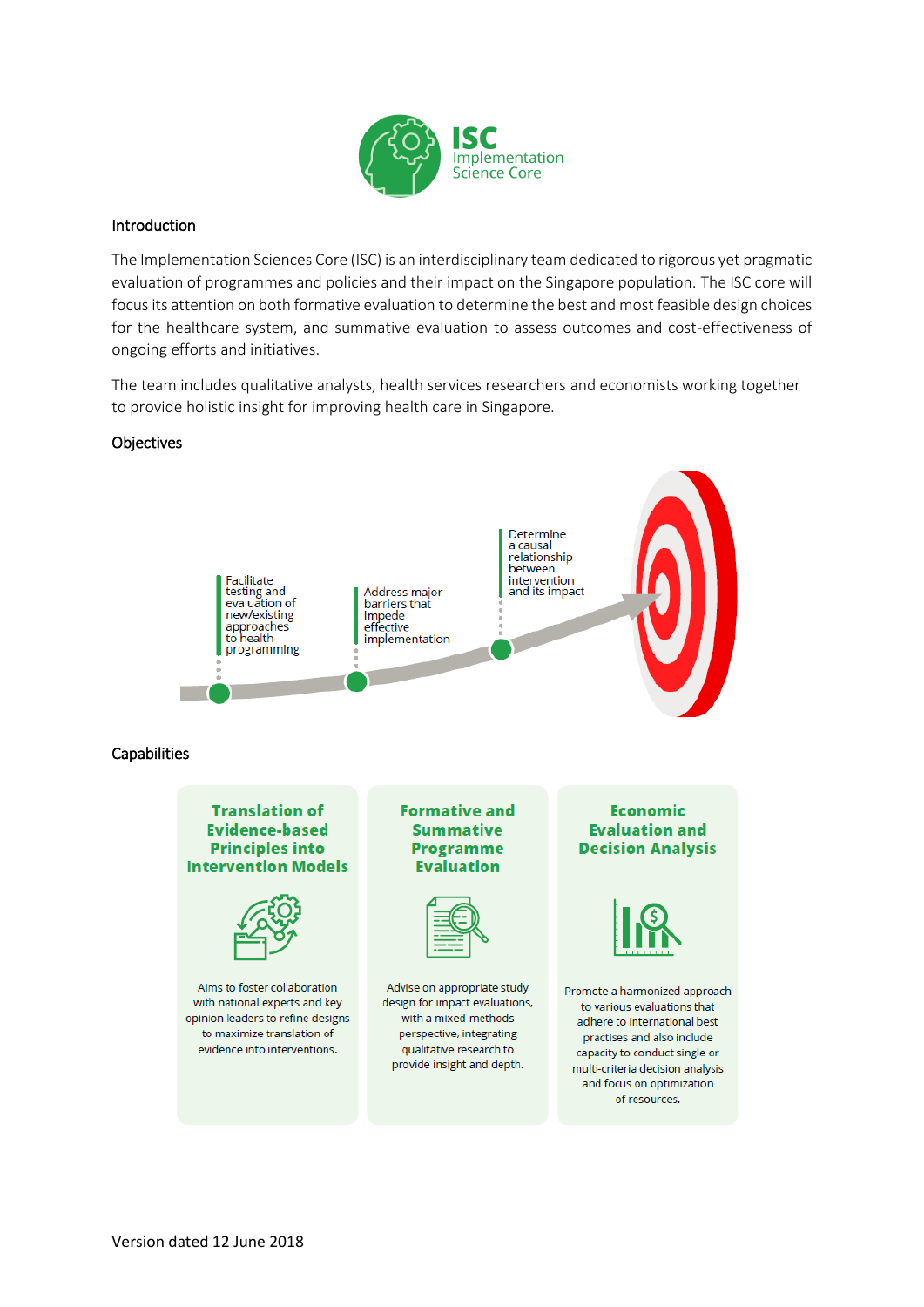ISC
Implementation
Science Core

## Introduction

The Implementation Sciences Core (ISC) is an interdisciplinary team dedicated to rigorous yet pragmatic evaluation of programmes and policies and their impact on the Singapore population. The ISC core will focus its attention on both formative evaluation to determine the best and most feasible design choices for the healthcare system, and summative evaluation to assess outcomes and cost-effectiveness of ongoing efforts and initiatives.

The team includes qualitative analysts, health services researchers and economists working together to provide holistic insight for improving health care in Singapore.

## Objectives

Facilitate testing and evaluation of new/existing approaches to health programming

Address major barriers that impede effective implementation

Determine a causal relationship between intervention and its impact

## Capabilities

### Translation of Evidence-based Principles into Intervention Models

Aims to foster collaboration with national experts and key opinion leaders to refine designs to maximize translation of evidence into interventions.

### Formative and Summative Programme Evaluation

Advise on appropriate study design for impact evaluations, with a mixed-methods perspective, integrating qualitative research to provide insight and depth.

### Economic Evaluation and Decision Analysis

Promote a harmonized approach to various evaluations that adhere to international best practises and also include capacity to conduct single or multi-criteria decision analysis and focus on optimization of resources.

Version dated 12 June 2018